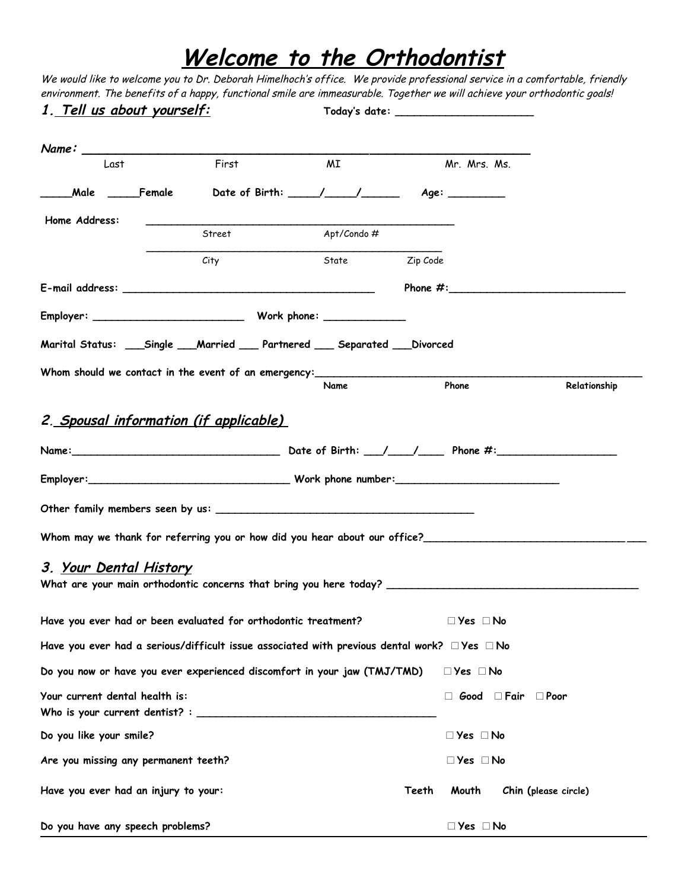# *Welcome to the Orthodontist*

*We would like to welcome you to Dr. Deborah Himelhoch's office. We provide professional service in a comfortable, friendly environment. The benefits of a happy, functional smile are immeasurable. Together we will achieve your orthodontic goals!*

## 1. Tell us about yourself:

**Today's date:** ______________________

**Name:** ___________________________________________________________________
Last    First    MI    Mr. Mrs. Ms.

_____**Male** _____**Female**    **Date of Birth:** _____/_____/______    **Age:** _________

**Home Address:** _______________________________________________
Street    Apt/Condo #
_______________________________________________
City    State    Zip Code

**E-mail address:** ________________________________________    **Phone #:**____________________________

**Employer:** ________________________    **Work phone:** _____________

**Marital Status:** ___**Single** ___**Married** ___ **Partnered** ___ **Separated** ___**Divorced**

**Whom should we contact in the event of an emergency:**_______________________________________________________
Name    Phone    Relationship

## 2. Spousal information (if applicable)

**Name:**_________________________________ **Date of Birth:** ___/____/____ **Phone #:**___________________

**Employer:**________________________________ **Work phone number:**__________________________

**Other family members seen by us:** _________________________________________

**Whom may we thank for referring you or how did you hear about our office?**____________________________________

## 3. Your Dental History

**What are your main orthodontic concerns that bring you here today?** ________________________________________

**Have you ever had or been evaluated for orthodontic treatment?**    □ Yes □ No

**Have you ever had a serious/difficult issue associated with previous dental work?** □ Yes □ No

**Do you now or have you ever experienced discomfort in your jaw (TMJ/TMD)**    □ Yes □ No

**Your current dental health is:**    □ Good □ Fair □ Poor

**Who is your current dentist? :** _______________________________________

**Do you like your smile?**    □ Yes □ No

**Are you missing any permanent teeth?**    □ Yes □ No

**Have you ever had an injury to your:**    **Teeth    Mouth    Chin** (please circle)

**Do you have any speech problems?**    □ Yes □ No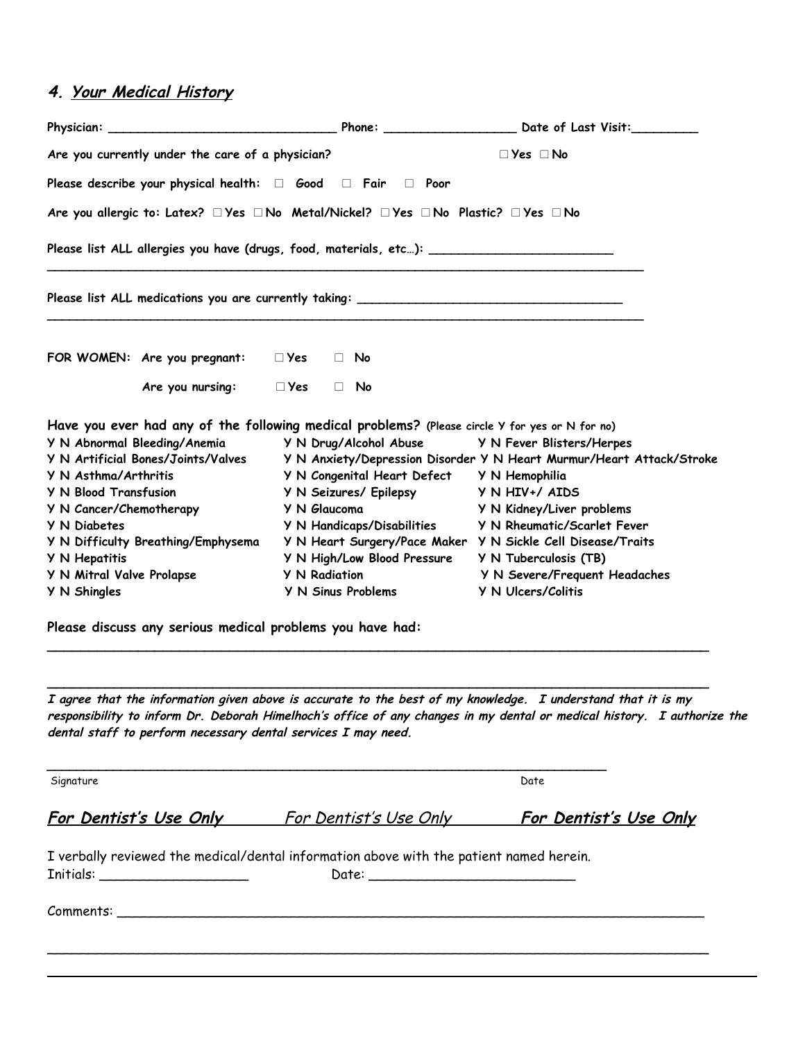## 4. ***Your Medical History***

**Physician: ______________________________ Phone: _________________ Date of Last Visit:_________**

**Are you currently under the care of a physician?** □ Yes □ No

**Please describe your physical health:** □ Good □ Fair □ Poor

**Are you allergic to: Latex?** □ Yes □ No **Metal/Nickel?** □ Yes □ No **Plastic?** □ Yes □ No

**Please list ALL allergies you have (drugs, food, materials, etc…): ________________________**
_________________________________________________________________________________

**Please list ALL medications you are currently taking: ___________________________________**
_________________________________________________________________________________

**FOR WOMEN: Are you pregnant:** □ Yes □ No

**Are you nursing:** □ Yes □ No

**Have you ever had any of the following medical problems?** (Please circle Y for yes or N for no)

| | | |
|---|---|---|
| Y N Abnormal Bleeding/Anemia | Y N Drug/Alcohol Abuse | Y N Fever Blisters/Herpes |
| Y N Artificial Bones/Joints/Valves | Y N Anxiety/Depression Disorder | Y N Heart Murmur/Heart Attack/Stroke |
| Y N Asthma/Arthritis | Y N Congenital Heart Defect | Y N Hemophilia |
| Y N Blood Transfusion | Y N Seizures/ Epilepsy | Y N HIV+/ AIDS |
| Y N Cancer/Chemotherapy | Y N Glaucoma | Y N Kidney/Liver problems |
| Y N Diabetes | Y N Handicaps/Disabilities | Y N Rheumatic/Scarlet Fever |
| Y N Difficulty Breathing/Emphysema | Y N Heart Surgery/Pace Maker | Y N Sickle Cell Disease/Traits |
| Y N Hepatitis | Y N High/Low Blood Pressure | Y N Tuberculosis (TB) |
| Y N Mitral Valve Prolapse | Y N Radiation | Y N Severe/Frequent Headaches |
| Y N Shingles | Y N Sinus Problems | Y N Ulcers/Colitis |

**Please discuss any serious medical problems you have had:**
_________________________________________________________________________________
_________________________________________________________________________________

***I agree that the information given above is accurate to the best of my knowledge. I understand that it is my responsibility to inform Dr. Deborah Himelhoch's office of any changes in my dental or medical history. I authorize the dental staff to perform necessary dental services I may need.***

_________________________________________________________________________________
Signature Date

***For Dentist's Use Only*** *For Dentist's Use Only* ***For Dentist's Use Only***

I verbally reviewed the medical/dental information above with the patient named herein.
Initials: __________________ Date: _________________________

Comments: _______________________________________________________________________
_________________________________________________________________________________